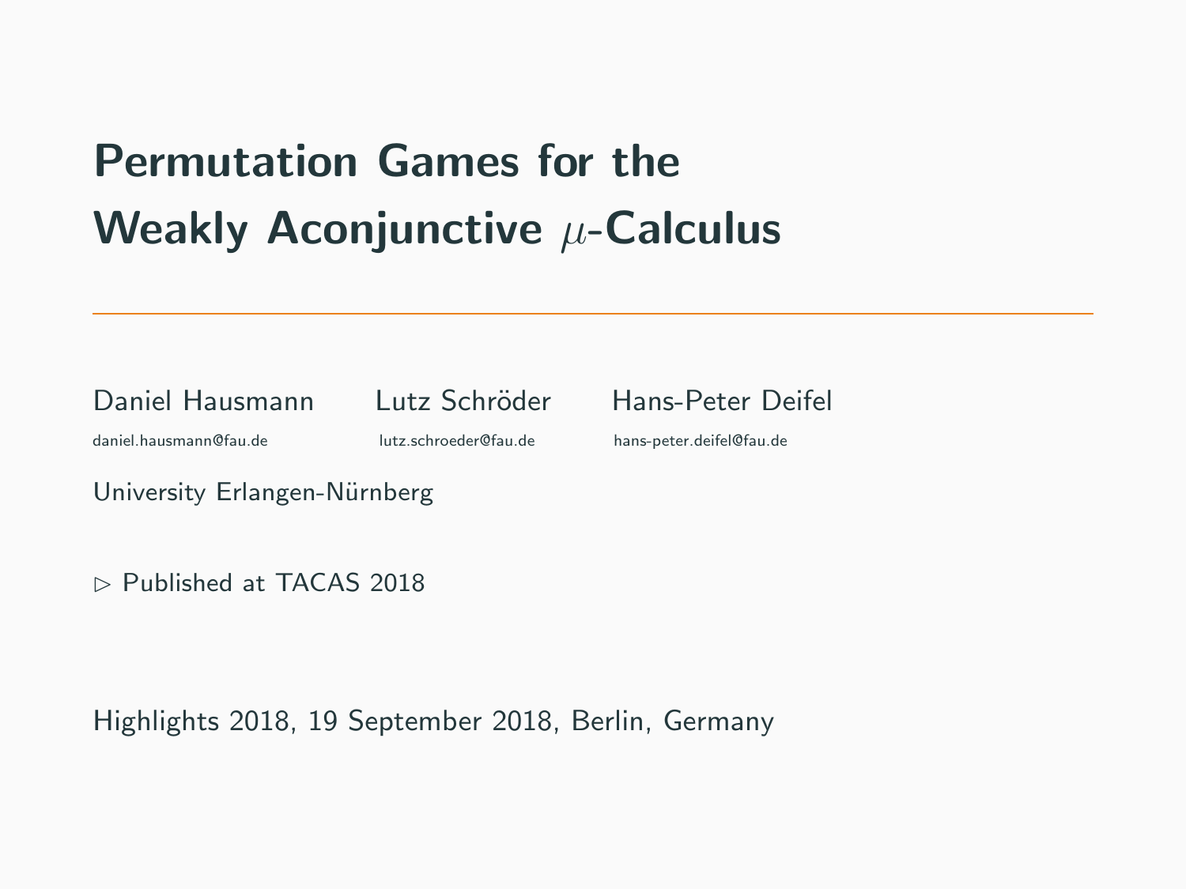# Permutation Games for the Weakly Aconjunctive $\mu$-Calculus

Daniel Hausmann

daniel.hausmann@fau.de

Lutz Schröder

lutz.schroeder@fau.de

Hans-Peter Deifel

hans-peter.deifel@fau.de

University Erlangen-Nürnberg

$\triangleright$ Published at TACAS 2018

Highlights 2018, 19 September 2018, Berlin, Germany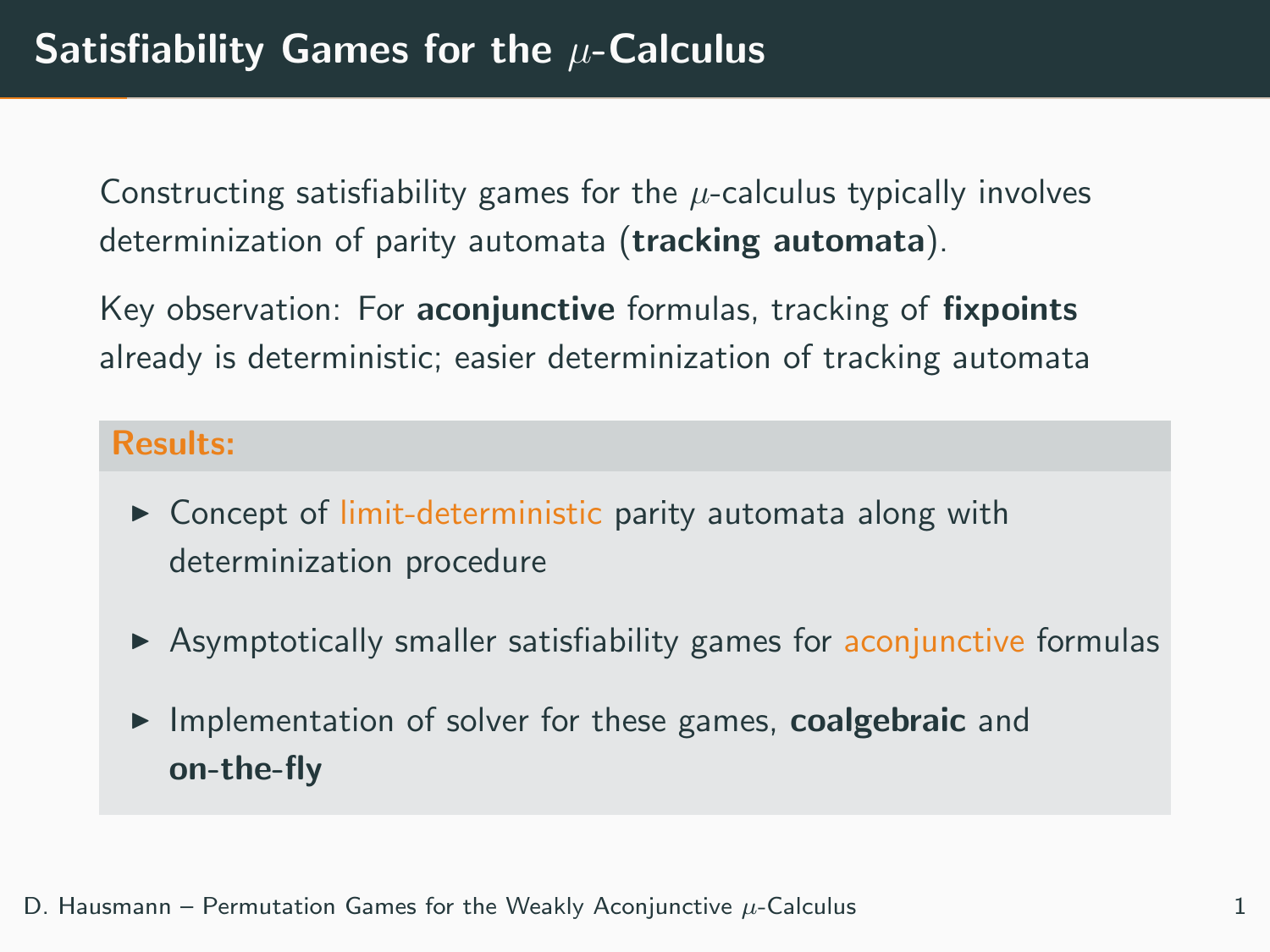# Satisfiability Games for the $\mu$-Calculus

Constructing satisfiability games for the $\mu$-calculus typically involves determinization of parity automata (**tracking automata**).

Key observation: For **aconjunctive** formulas, tracking of **fixpoints** already is deterministic; easier determinization of tracking automata

**Results:**

- Concept of limit-deterministic parity automata along with determinization procedure
- Asymptotically smaller satisfiability games for aconjunctive formulas
- Implementation of solver for these games, **coalgebraic** and **on-the-fly**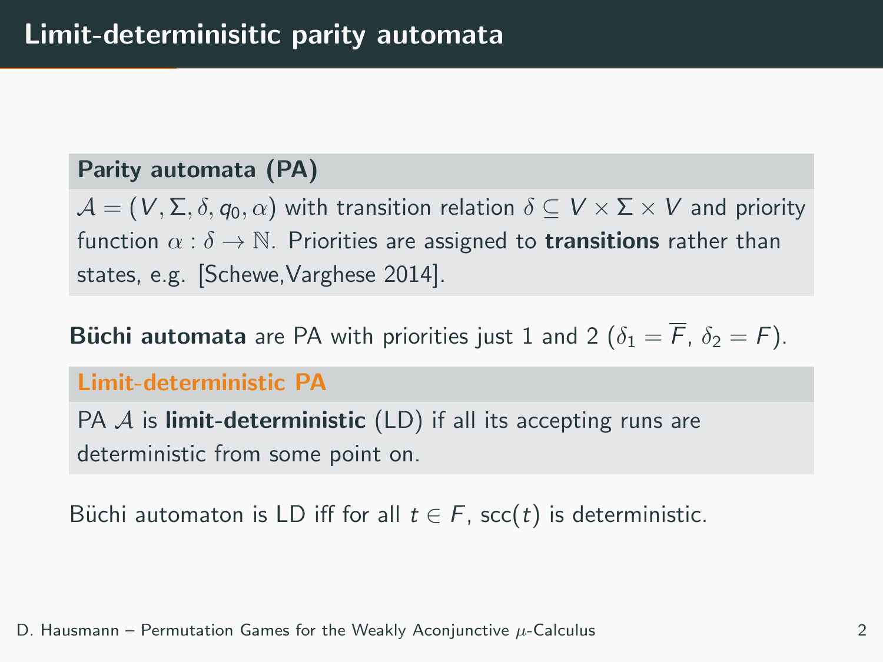# Limit-determinisitic parity automata

**Parity automata (PA)**

$\mathcal{A} = (V, \Sigma, \delta, q_0, \alpha)$ with transition relation $\delta \subseteq V \times \Sigma \times V$ and priority function $\alpha : \delta \to \mathbb{N}$. Priorities are assigned to **transitions** rather than states, e.g. [Schewe,Varghese 2014].

**Büchi automata** are PA with priorities just 1 and 2 ($\delta_1 = \overline{F}$, $\delta_2 = F$).

**Limit-deterministic PA**

PA $\mathcal{A}$ is **limit-deterministic** (LD) if all its accepting runs are deterministic from some point on.

Büchi automaton is LD iff for all $t \in F$, $\mathsf{scc}(t)$ is deterministic.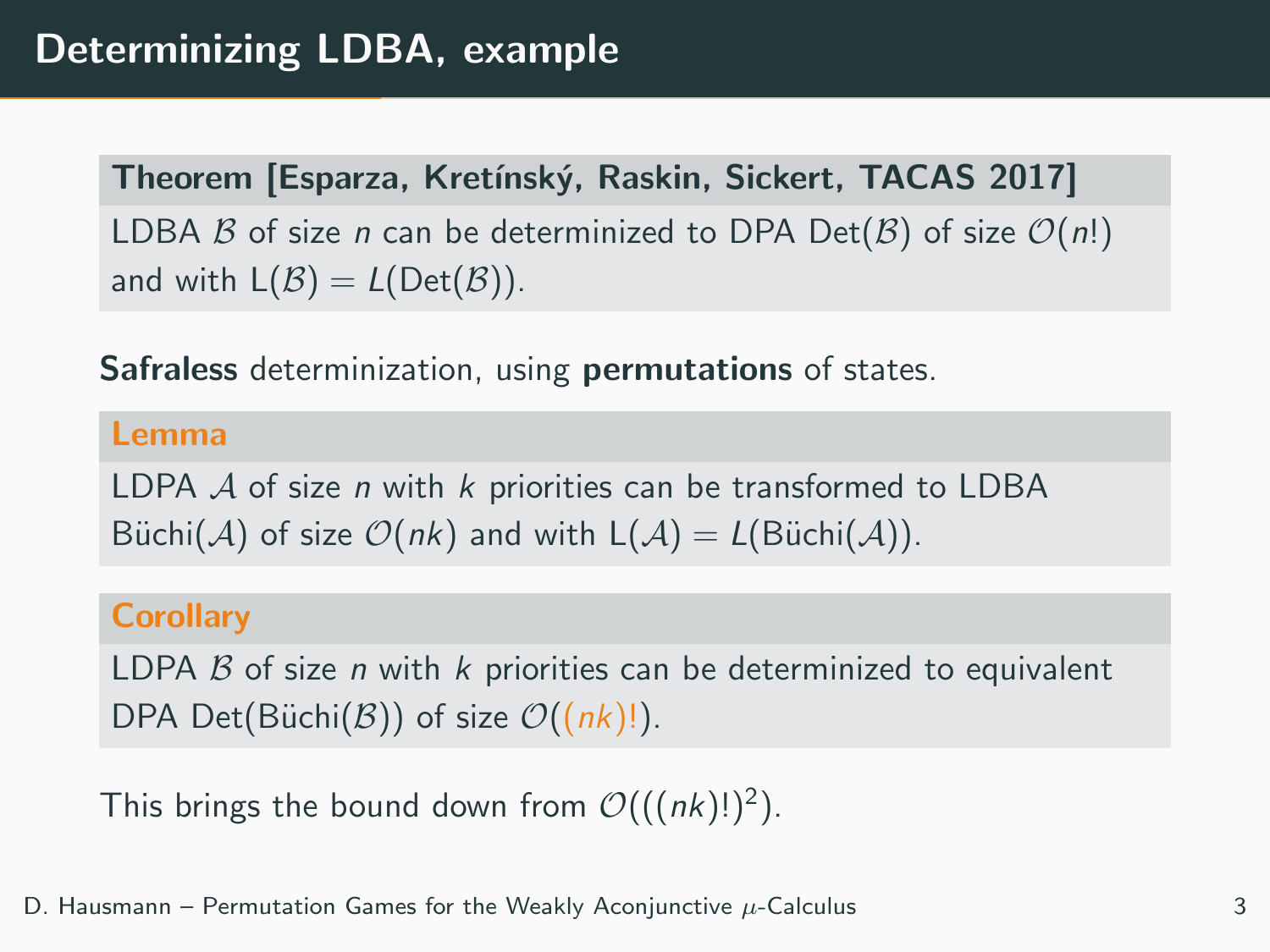# Determinizing LDBA, example

**Theorem [Esparza, Kretínský, Raskin, Sickert, TACAS 2017]**

LDBA $\mathcal{B}$ of size $n$ can be determinized to DPA $\mathsf{Det}(\mathcal{B})$ of size $\mathcal{O}(n!)$ and with $\mathsf{L}(\mathcal{B}) = L(\mathsf{Det}(\mathcal{B}))$.

**Safraless** determinization, using **permutations** of states.

**Lemma**

LDPA $\mathcal{A}$ of size $n$ with $k$ priorities can be transformed to LDBA $\mathsf{Büchi}(\mathcal{A})$ of size $\mathcal{O}(nk)$ and with $\mathsf{L}(\mathcal{A}) = L(\mathsf{Büchi}(\mathcal{A}))$.

**Corollary**

LDPA $\mathcal{B}$ of size $n$ with $k$ priorities can be determinized to equivalent DPA $\mathsf{Det}(\mathsf{Büchi}(\mathcal{B}))$ of size $\mathcal{O}((nk)!)$.

This brings the bound down from $\mathcal{O}(((nk)!)^2)$.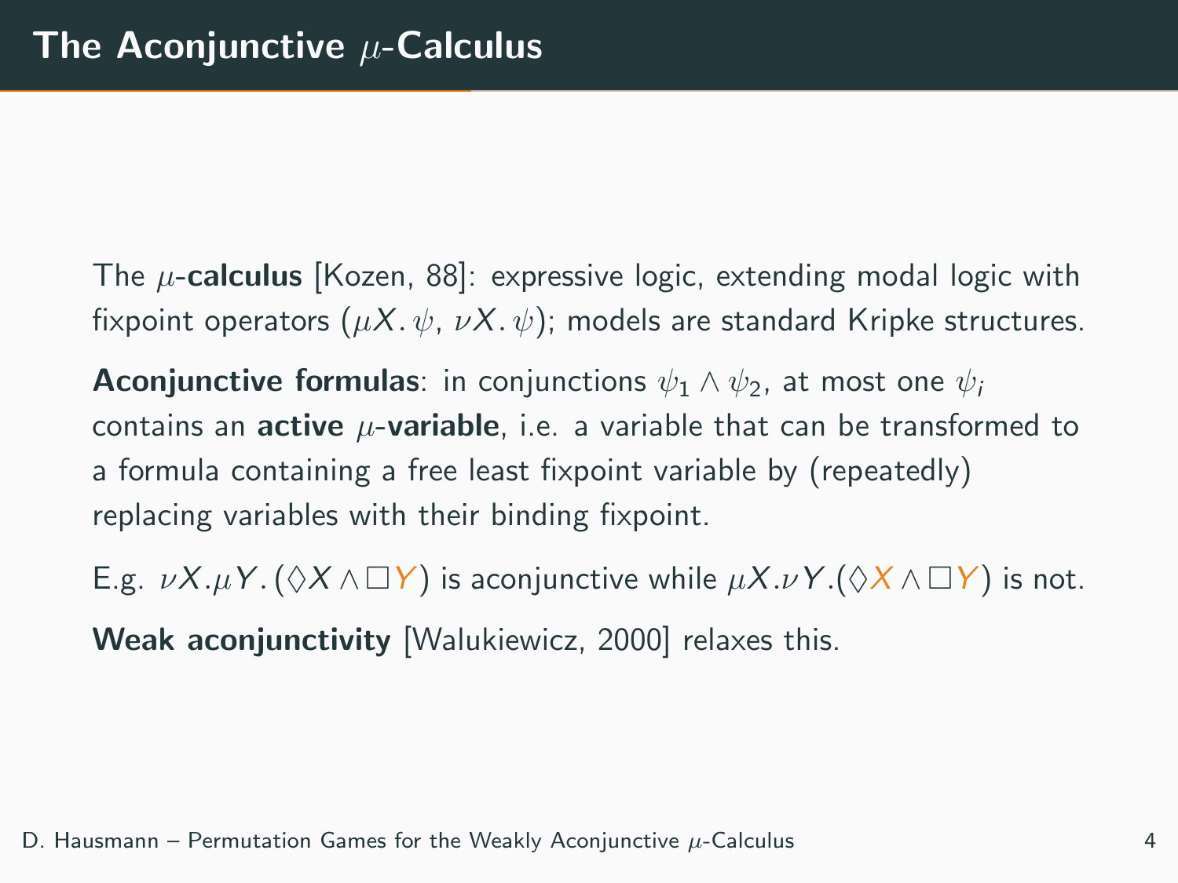# The Aconjunctive $\mu$-Calculus

The $\mu$-**calculus** [Kozen, 88]: expressive logic, extending modal logic with fixpoint operators ($\mu X.\,\psi$, $\nu X.\,\psi$); models are standard Kripke structures.

**Aconjunctive formulas**: in conjunctions $\psi_1 \wedge \psi_2$, at most one $\psi_i$ contains an **active** $\mu$-**variable**, i.e. a variable that can be transformed to a formula containing a free least fixpoint variable by (repeatedly) replacing variables with their binding fixpoint.

E.g. $\nu X.\mu Y.\,(\Diamond X \wedge \Box Y)$ is aconjunctive while $\mu X.\nu Y.(\Diamond X \wedge \Box Y)$ is not.

**Weak aconjunctivity** [Walukiewicz, 2000] relaxes this.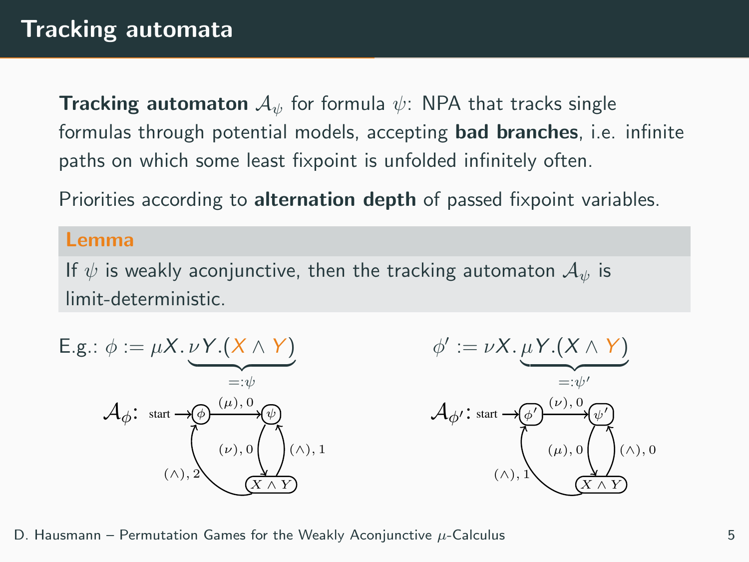# Tracking automata

**Tracking automaton** $\mathcal{A}_\psi$ for formula $\psi$: NPA that tracks single formulas through potential models, accepting **bad branches**, i.e. infinite paths on which some least fixpoint is unfolded infinitely often.

Priorities according to **alternation depth** of passed fixpoint variables.

**Lemma**

If $\psi$ is weakly aconjunctive, then the tracking automaton $\mathcal{A}_\psi$ is limit-deterministic.

E.g.: $\phi := \mu X. \underbrace{\nu Y.(X \wedge Y)}_{=:\psi}$ $\qquad$ $\phi' := \nu X. \underbrace{\mu Y.(X \wedge Y)}_{=:\psi'}$

$\mathcal{A}_\phi$: start $\to \phi$; $\phi \xrightarrow{(\mu), 0} \psi$; $\psi \xrightarrow{(\nu), 0} X \wedge Y$; $X \wedge Y \xrightarrow{(\wedge), 1} \psi$; $X \wedge Y \xrightarrow{(\wedge), 2} \phi$

$\mathcal{A}_{\phi'}$: start $\to \phi'$; $\phi' \xrightarrow{(\nu), 0} \psi'$; $\psi' \xrightarrow{(\mu), 0} X \wedge Y$; $X \wedge Y \xrightarrow{(\wedge), 0} \psi'$; $X \wedge Y \xrightarrow{(\wedge), 1} \phi'$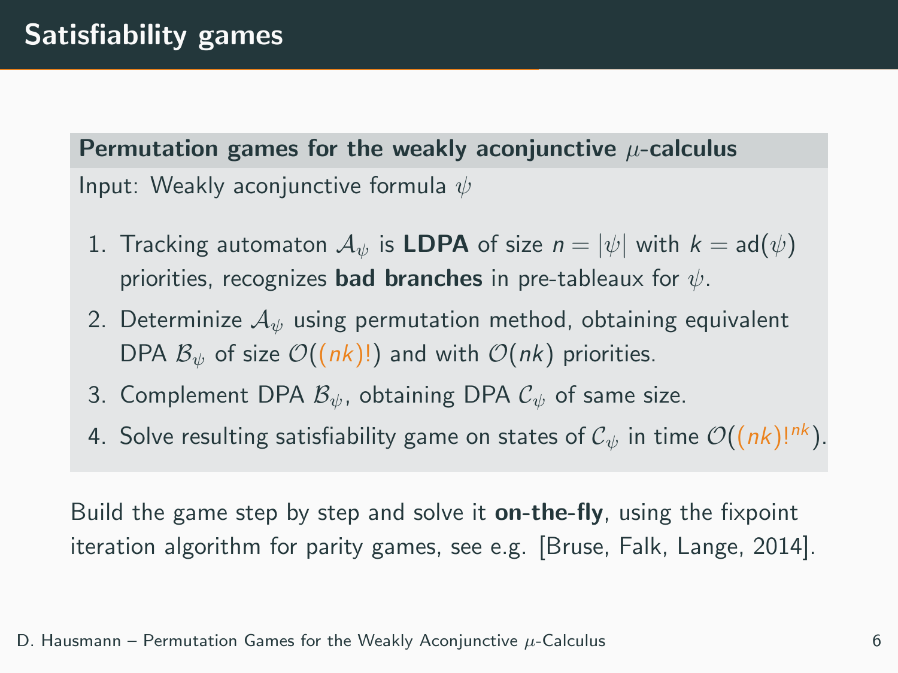# Satisfiability games

**Permutation games for the weakly aconjunctive $\mu$-calculus**

Input: Weakly aconjunctive formula $\psi$

1. Tracking automaton $\mathcal{A}_\psi$ is **LDPA** of size $n = |\psi|$ with $k = \mathsf{ad}(\psi)$ priorities, recognizes **bad branches** in pre-tableaux for $\psi$.
2. Determinize $\mathcal{A}_\psi$ using permutation method, obtaining equivalent DPA $\mathcal{B}_\psi$ of size $\mathcal{O}((nk)!)$ and with $\mathcal{O}(nk)$ priorities.
3. Complement DPA $\mathcal{B}_\psi$, obtaining DPA $\mathcal{C}_\psi$ of same size.
4. Solve resulting satisfiability game on states of $\mathcal{C}_\psi$ in time $\mathcal{O}((nk)!^{nk})$.

Build the game step by step and solve it **on-the-fly**, using the fixpoint iteration algorithm for parity games, see e.g. [Bruse, Falk, Lange, 2014].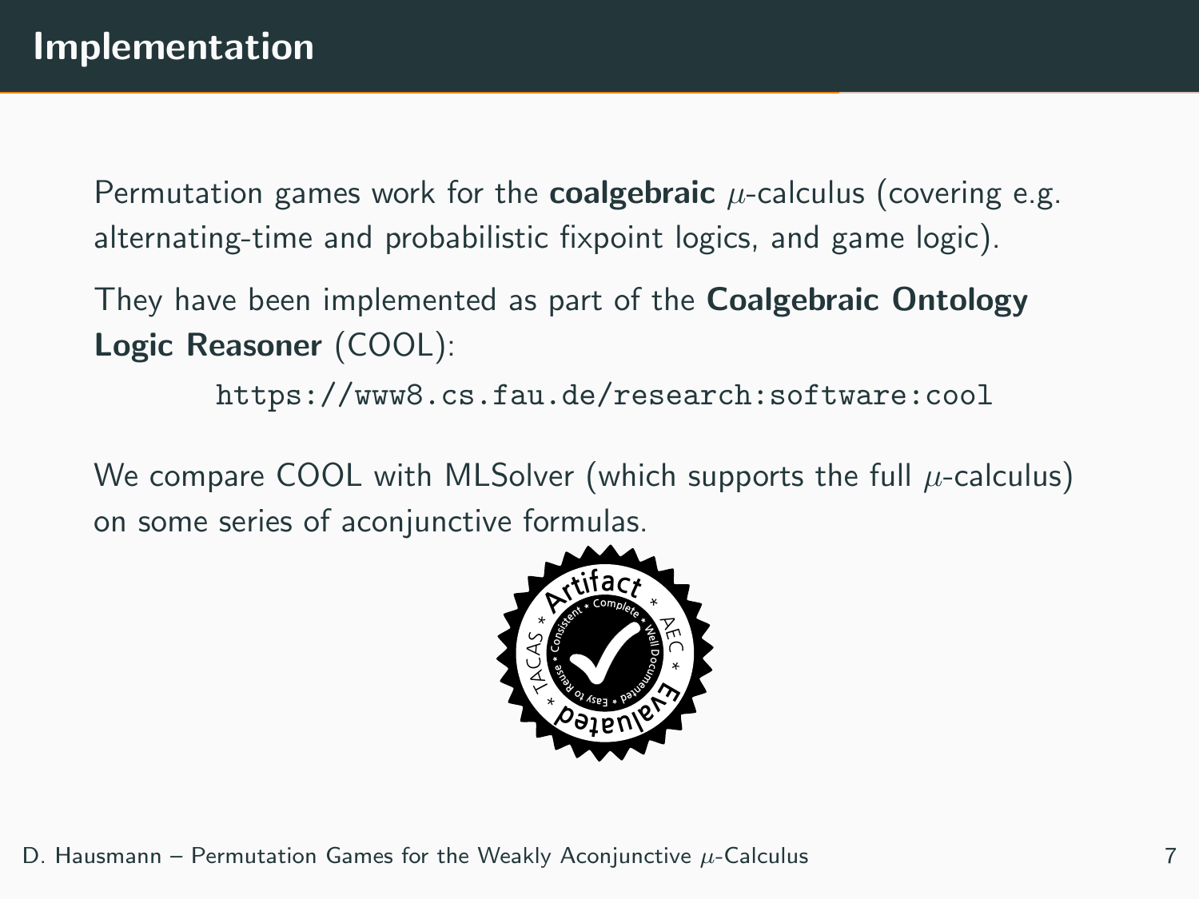# Implementation

Permutation games work for the **coalgebraic** $\mu$-calculus (covering e.g. alternating-time and probabilistic fixpoint logics, and game logic).

They have been implemented as part of the **Coalgebraic Ontology Logic Reasoner** (COOL):

`https://www8.cs.fau.de/research:software:cool`

We compare COOL with MLSolver (which supports the full $\mu$-calculus) on some series of aconjunctive formulas.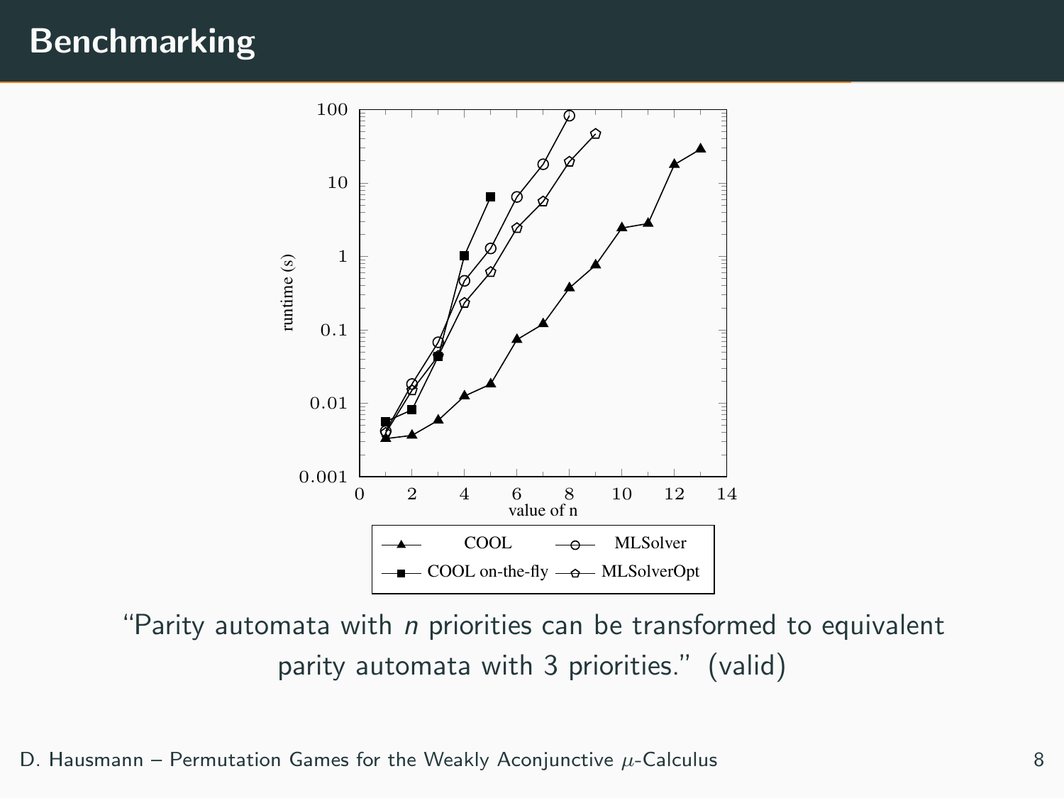# Benchmarking

“Parity automata with *n* priorities can be transformed to equivalent parity automata with 3 priorities.” (valid)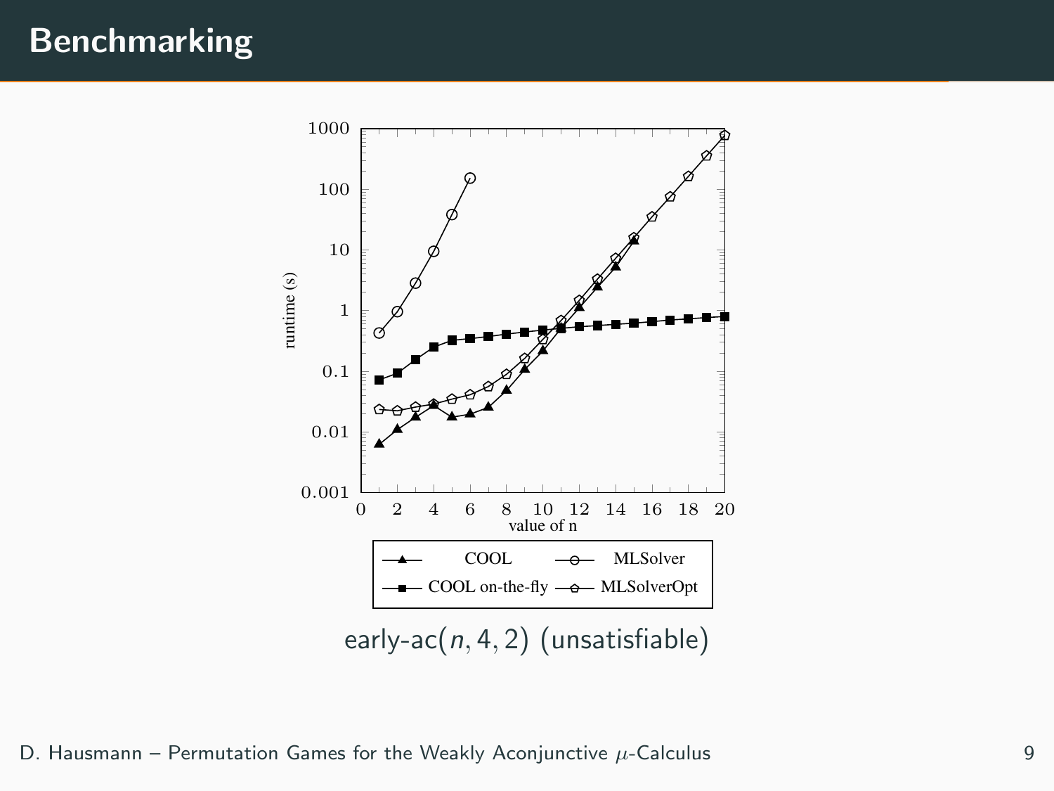# Benchmarking

1000

100

10

1

0.1

0.01

0.001

runtime (s)

0 2 4 6 8 10 12 14 16 18 20

value of n

COOL

MLSolver

COOL on-the-fly

MLSolverOpt

early-ac($n, 4, 2$) (unsatisfiable)